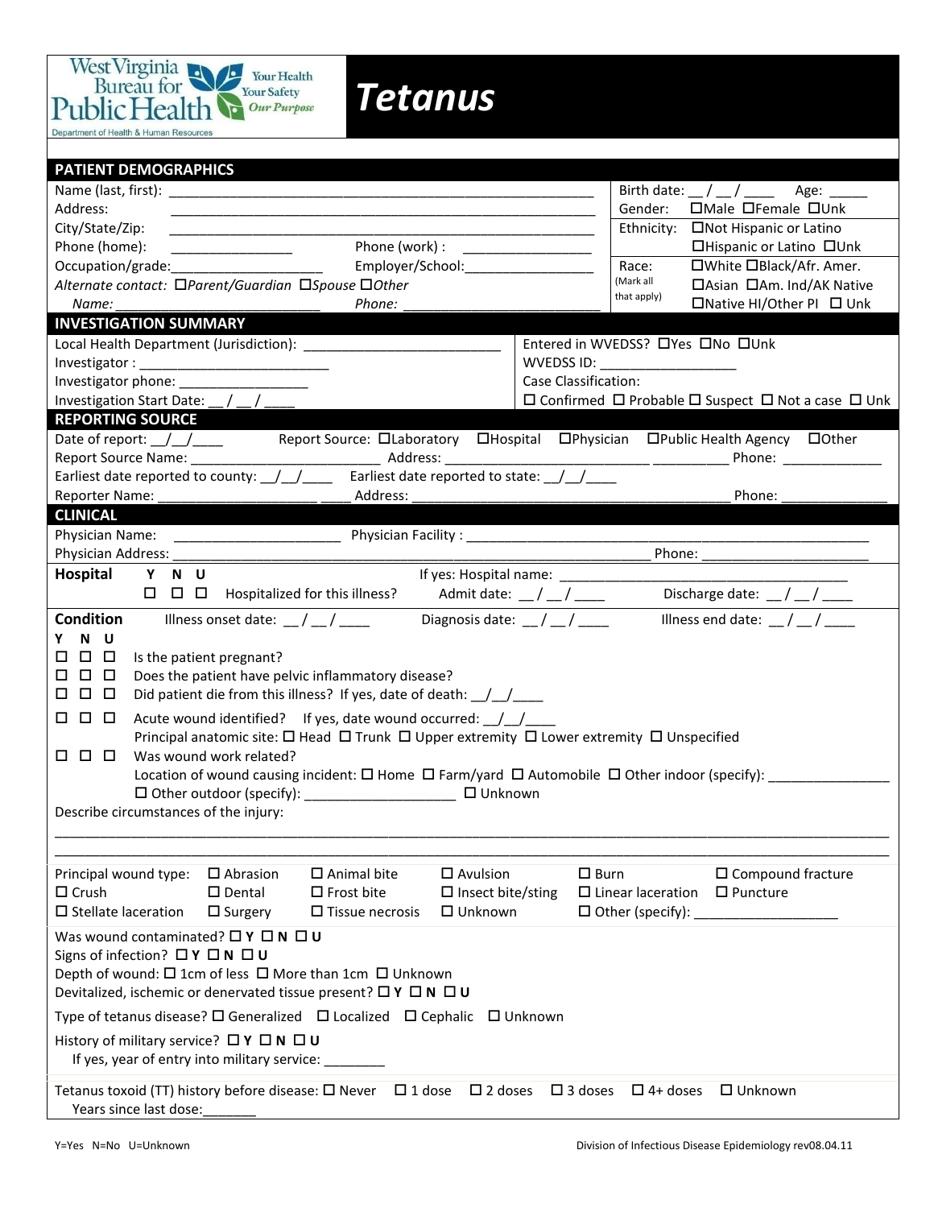West Virginia Bureau for Public Health — Your Health, Your Safety, Our Purpose — Department of Health & Human Resources

# Tetanus

## PATIENT DEMOGRAPHICS

Name (last, first): ______________________________________________

Address: ______________________________________________

City/State/Zip: ______________________________________________

Phone (home): ________________ Phone (work) : ________________

Occupation/grade:____________________ Employer/School:________________

*Alternate contact:* ☐*Parent/Guardian* ☐*Spouse* ☐*Other*

*Name:* ___________________________ *Phone:* ___________________________

Birth date: __ / __ / ____ Age: _____

Gender: ☐Male ☐Female ☐Unk

Ethnicity: ☐Not Hispanic or Latino ☐Hispanic or Latino ☐Unk

Race: (Mark all that apply) ☐White ☐Black/Afr. Amer. ☐Asian ☐Am. Ind/AK Native ☐Native HI/Other PI ☐ Unk

## INVESTIGATION SUMMARY

Local Health Department (Jurisdiction): __________________________

Investigator : _________________________

Investigator phone: _________________

Investigation Start Date: __ / __ / ____

Entered in WVEDSS? ☐Yes ☐No ☐Unk

WVEDSS ID: _________________

Case Classification:

☐ Confirmed ☐ Probable ☐ Suspect ☐ Not a case ☐ Unk

## REPORTING SOURCE

Date of report: __/__/____ Report Source: ☐Laboratory ☐Hospital ☐Physician ☐Public Health Agency ☐Other

Report Source Name: ________________________ Address: _________________________ __________ Phone: ____________

Earliest date reported to county: __/__/____ Earliest date reported to state: __/__/____

Reporter Name: _____________________ ____ Address: ___________________________________________ Phone: ______________

## CLINICAL

Physician Name: ______________________ Physician Facility : ______________________________________________________

Physician Address: ______________________________________________________________ Phone: ______________________

**Hospital**

| Y | N | U | | |
|---|---|---|---|---|
| ☐ | ☐ | ☐ | Hospitalized for this illness? | If yes: Hospital name: ______________________________________ Admit date: __ / __ / ____ Discharge date: __ / __ / ____ |

**Condition** Illness onset date: __ / __ / ____ Diagnosis date: __ / __ / ____ Illness end date: __ / __ / ____

| Y | N | U | |
|---|---|---|---|
| ☐ | ☐ | ☐ | Is the patient pregnant? |
| ☐ | ☐ | ☐ | Does the patient have pelvic inflammatory disease? |
| ☐ | ☐ | ☐ | Did patient die from this illness? If yes, date of death: __/__/____ |
| ☐ | ☐ | ☐ | Acute wound identified? If yes, date wound occurred: __/__/____ |
| | | | Principal anatomic site: ☐ Head ☐ Trunk ☐ Upper extremity ☐ Lower extremity ☐ Unspecified |
| ☐ | ☐ | ☐ | Was wound work related? |
| | | | Location of wound causing incident: ☐ Home ☐ Farm/yard ☐ Automobile ☐ Other indoor (specify): ________________ ☐ Other outdoor (specify): ____________________ ☐ Unknown |

Describe circumstances of the injury:

______________________________________________________________________________________________

______________________________________________________________________________________________

Principal wound type: ☐ Abrasion ☐ Animal bite ☐ Avulsion ☐ Burn ☐ Compound fracture ☐ Crush ☐ Dental ☐ Frost bite ☐ Insect bite/sting ☐ Linear laceration ☐ Puncture ☐ Stellate laceration ☐ Surgery ☐ Tissue necrosis ☐ Unknown ☐ Other (specify): ___________________

Was wound contaminated? ☐ **Y** ☐ **N** ☐ **U**

Signs of infection? ☐ **Y** ☐ **N** ☐ **U**

Depth of wound: ☐ 1cm of less ☐ More than 1cm ☐ Unknown

Devitalized, ischemic or denervated tissue present? ☐ **Y** ☐ **N** ☐ **U**

Type of tetanus disease? ☐ Generalized ☐ Localized ☐ Cephalic ☐ Unknown

History of military service? ☐ **Y** ☐ **N** ☐ **U**

If yes, year of entry into military service: ________

Tetanus toxoid (TT) history before disease: ☐ Never ☐ 1 dose ☐ 2 doses ☐ 3 doses ☐ 4+ doses ☐ Unknown

Years since last dose:_______

Y=Yes N=No U=Unknown

Division of Infectious Disease Epidemiology rev08.04.11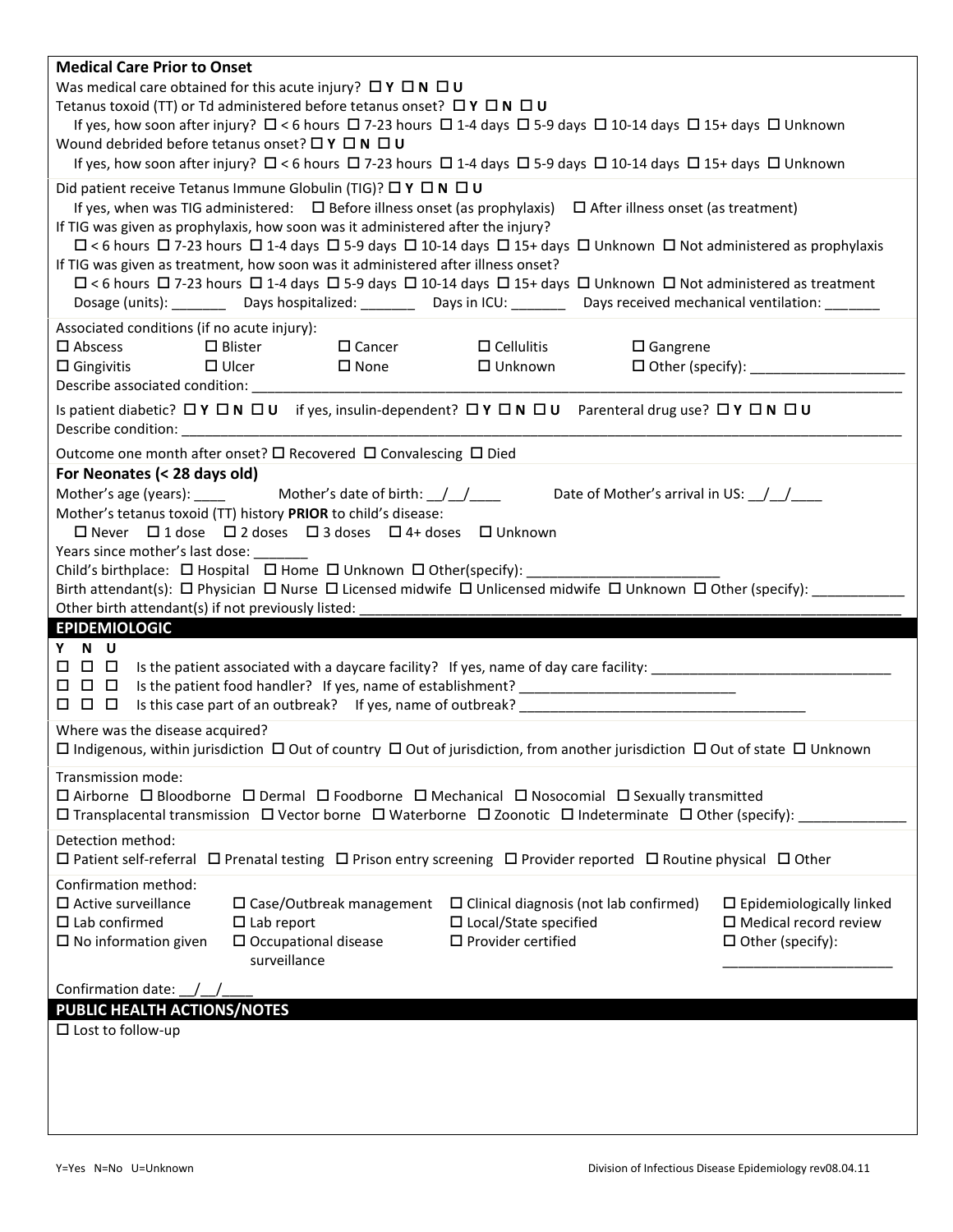**Medical Care Prior to Onset**

Was medical care obtained for this acute injury? ☐ **Y** ☐ **N** ☐ **U**

Tetanus toxoid (TT) or Td administered before tetanus onset? ☐ **Y** ☐ **N** ☐ **U**

If yes, how soon after injury? ☐ < 6 hours ☐ 7-23 hours ☐ 1-4 days ☐ 5-9 days ☐ 10-14 days ☐ 15+ days ☐ Unknown

Wound debrided before tetanus onset? ☐ **Y** ☐ **N** ☐ **U**

If yes, how soon after injury? ☐ < 6 hours ☐ 7-23 hours ☐ 1-4 days ☐ 5-9 days ☐ 10-14 days ☐ 15+ days ☐ Unknown

Did patient receive Tetanus Immune Globulin (TIG)? ☐ **Y** ☐ **N** ☐ **U**

If yes, when was TIG administered: ☐ Before illness onset (as prophylaxis) ☐ After illness onset (as treatment)

If TIG was given as prophylaxis, how soon was it administered after the injury?

☐ < 6 hours ☐ 7-23 hours ☐ 1-4 days ☐ 5-9 days ☐ 10-14 days ☐ 15+ days ☐ Unknown ☐ Not administered as prophylaxis

If TIG was given as treatment, how soon was it administered after illness onset?

☐ < 6 hours ☐ 7-23 hours ☐ 1-4 days ☐ 5-9 days ☐ 10-14 days ☐ 15+ days ☐ Unknown ☐ Not administered as treatment

Dosage (units): _______ Days hospitalized: _______ Days in ICU: _______ Days received mechanical ventilation: _______

Associated conditions (if no acute injury):

☐ Abscess ☐ Blister ☐ Cancer ☐ Cellulitis ☐ Gangrene

☐ Gingivitis ☐ Ulcer ☐ None ☐ Unknown ☐ Other (specify): ____________________

Describe associated condition: ____________________________________________________________

Is patient diabetic? ☐ **Y** ☐ **N** ☐ **U** if yes, insulin-dependent? ☐ **Y** ☐ **N** ☐ **U** Parenteral drug use? ☐ **Y** ☐ **N** ☐ **U**

Describe condition: ____________________________________________________________

Outcome one month after onset? ☐ Recovered ☐ Convalescing ☐ Died

**For Neonates (< 28 days old)**

Mother's age (years): ____ Mother's date of birth: __/__/____ Date of Mother's arrival in US: __/__/____

Mother's tetanus toxoid (TT) history **PRIOR** to child's disease:

☐ Never ☐ 1 dose ☐ 2 doses ☐ 3 doses ☐ 4+ doses ☐ Unknown

Years since mother's last dose: _______

Child's birthplace: ☐ Hospital ☐ Home ☐ Unknown ☐ Other(specify): ________________________

Birth attendant(s): ☐ Physician ☐ Nurse ☐ Licensed midwife ☐ Unlicensed midwife ☐ Unknown ☐ Other (specify): ____________

Other birth attendant(s) if not previously listed: ____________________________________________________________

## EPIDEMIOLOGIC

| Y | N | U | |
|---|---|---|---|
| ☐ | ☐ | ☐ | Is the patient associated with a daycare facility? If yes, name of day care facility: ______________________________ |
| ☐ | ☐ | ☐ | Is the patient food handler? If yes, name of establishment? ____________________________ |
| ☐ | ☐ | ☐ | Is this case part of an outbreak? If yes, name of outbreak? ____________________________________ |

Where was the disease acquired?

☐ Indigenous, within jurisdiction ☐ Out of country ☐ Out of jurisdiction, from another jurisdiction ☐ Out of state ☐ Unknown

Transmission mode:

☐ Airborne ☐ Bloodborne ☐ Dermal ☐ Foodborne ☐ Mechanical ☐ Nosocomial ☐ Sexually transmitted

☐ Transplacental transmission ☐ Vector borne ☐ Waterborne ☐ Zoonotic ☐ Indeterminate ☐ Other (specify): ______________

Detection method:

☐ Patient self-referral ☐ Prenatal testing ☐ Prison entry screening ☐ Provider reported ☐ Routine physical ☐ Other

Confirmation method:

☐ Active surveillance ☐ Case/Outbreak management ☐ Clinical diagnosis (not lab confirmed) ☐ Epidemiologically linked

☐ Lab confirmed ☐ Lab report ☐ Local/State specified ☐ Medical record review

☐ No information given ☐ Occupational disease surveillance ☐ Provider certified ☐ Other (specify): ______________________

Confirmation date: __/__/____

## PUBLIC HEALTH ACTIONS/NOTES

☐ Lost to follow-up

Y=Yes N=No U=Unknown

Division of Infectious Disease Epidemiology rev08.04.11